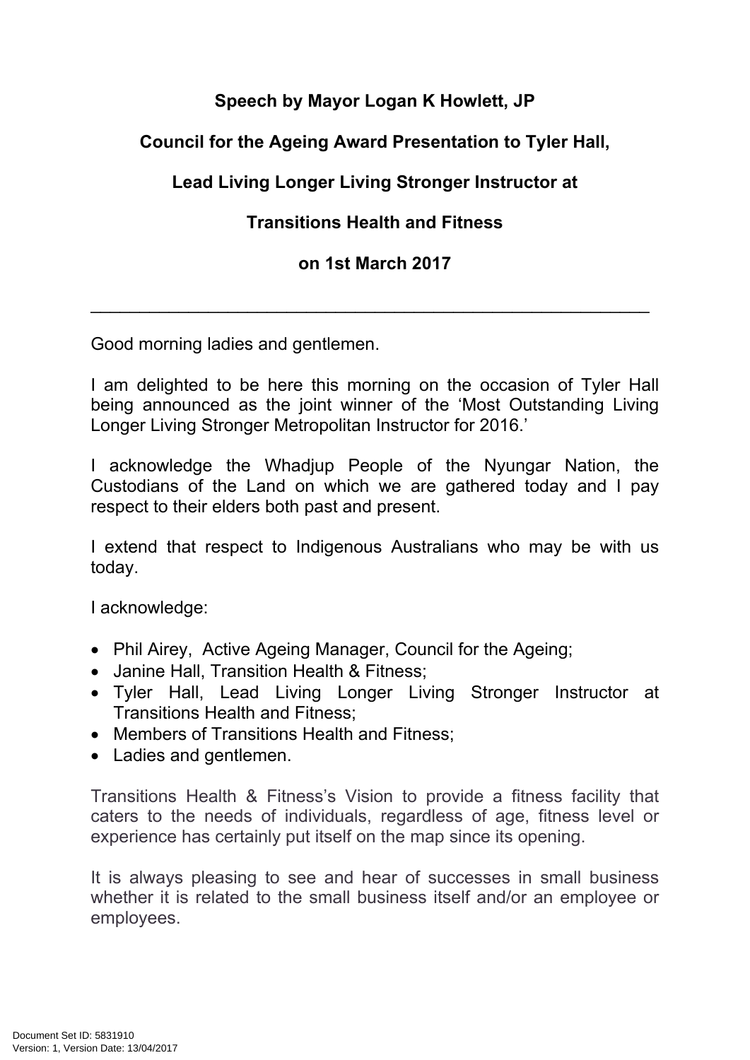**Speech by Mayor Logan K Howlett, JP**

**Council for the Ageing Award Presentation to Tyler Hall,**

**Lead Living Longer Living Stronger Instructor at**

**Transitions Health and Fitness**

**on 1st March 2017**

---

Good morning ladies and gentlemen.

I am delighted to be here this morning on the occasion of Tyler Hall being announced as the joint winner of the 'Most Outstanding Living Longer Living Stronger Metropolitan Instructor for 2016.'

I acknowledge the Whadjup People of the Nyungar Nation, the Custodians of the Land on which we are gathered today and I pay respect to their elders both past and present.

I extend that respect to Indigenous Australians who may be with us today.

I acknowledge:

- Phil Airey, Active Ageing Manager, Council for the Ageing;
- Janine Hall, Transition Health & Fitness;
- Tyler Hall, Lead Living Longer Living Stronger Instructor at Transitions Health and Fitness;
- Members of Transitions Health and Fitness;
- Ladies and gentlemen.

Transitions Health & Fitness's Vision to provide a fitness facility that caters to the needs of individuals, regardless of age, fitness level or experience has certainly put itself on the map since its opening.

It is always pleasing to see and hear of successes in small business whether it is related to the small business itself and/or an employee or employees.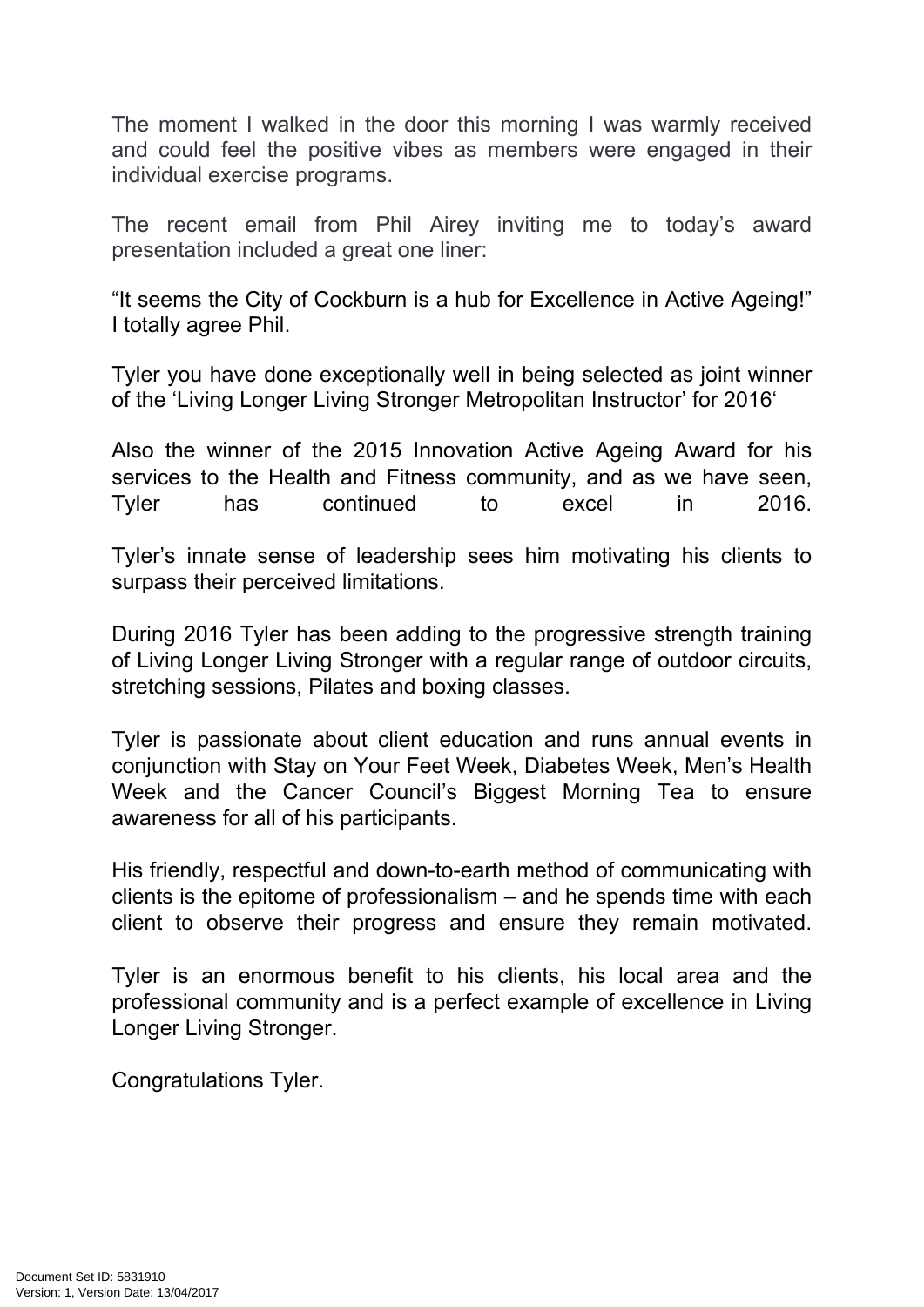The moment I walked in the door this morning I was warmly received and could feel the positive vibes as members were engaged in their individual exercise programs.

The recent email from Phil Airey inviting me to today's award presentation included a great one liner:

"It seems the City of Cockburn is a hub for Excellence in Active Ageing!" I totally agree Phil.

Tyler you have done exceptionally well in being selected as joint winner of the 'Living Longer Living Stronger Metropolitan Instructor' for 2016'

Also the winner of the 2015 Innovation Active Ageing Award for his services to the Health and Fitness community, and as we have seen, Tyler has continued to excel in 2016.

Tyler's innate sense of leadership sees him motivating his clients to surpass their perceived limitations.

During 2016 Tyler has been adding to the progressive strength training of Living Longer Living Stronger with a regular range of outdoor circuits, stretching sessions, Pilates and boxing classes.

Tyler is passionate about client education and runs annual events in conjunction with Stay on Your Feet Week, Diabetes Week, Men's Health Week and the Cancer Council's Biggest Morning Tea to ensure awareness for all of his participants.

His friendly, respectful and down-to-earth method of communicating with clients is the epitome of professionalism – and he spends time with each client to observe their progress and ensure they remain motivated.

Tyler is an enormous benefit to his clients, his local area and the professional community and is a perfect example of excellence in Living Longer Living Stronger.

Congratulations Tyler.